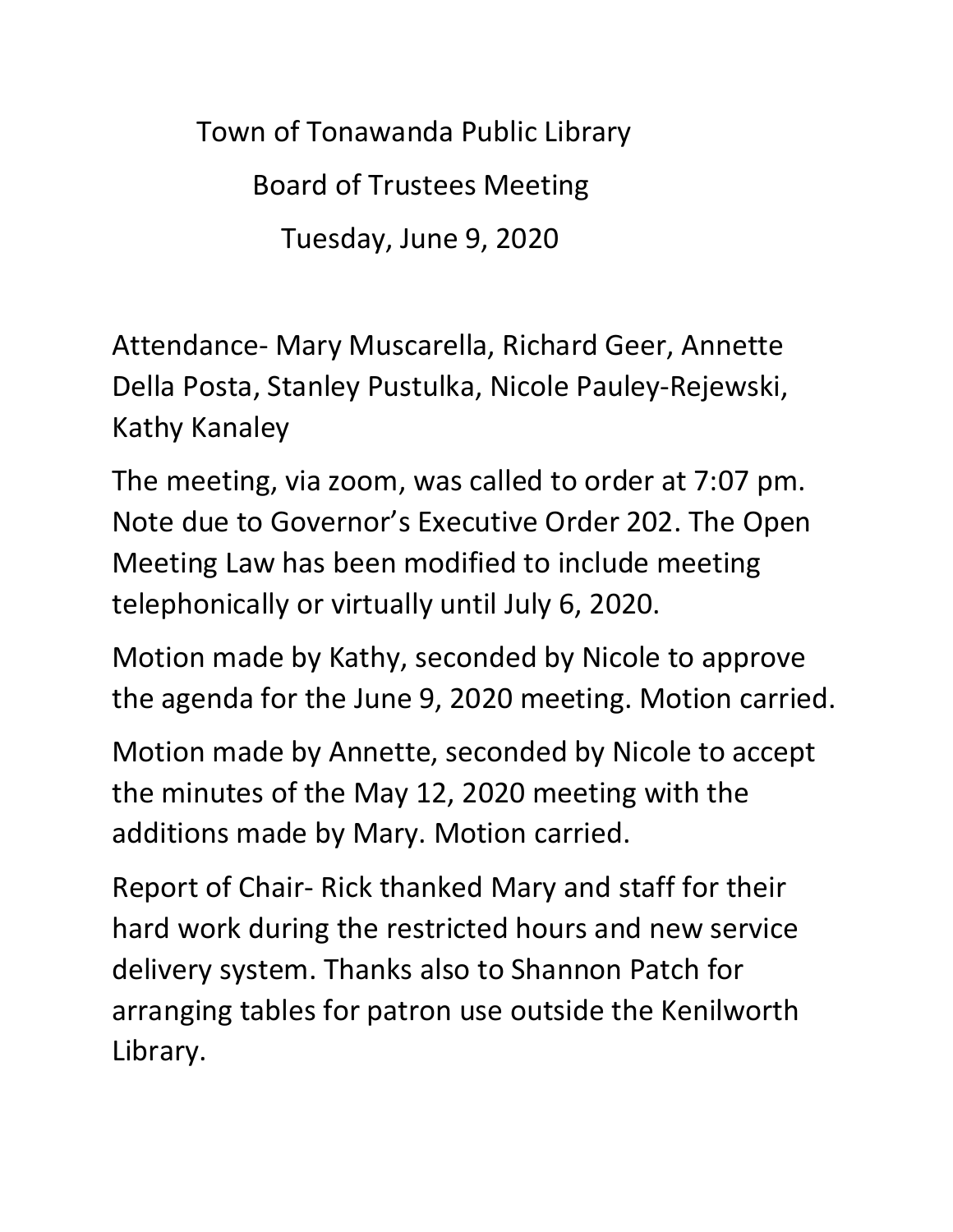# Town of Tonawanda Public Library

## Board of Trustees Meeting

### Tuesday, June 9, 2020

Attendance- Mary Muscarella, Richard Geer, Annette Della Posta, Stanley Pustulka, Nicole Pauley-Rejewski, Kathy Kanaley

The meeting, via zoom, was called to order at 7:07 pm. Note due to Governor's Executive Order 202. The Open Meeting Law has been modified to include meeting telephonically or virtually until July 6, 2020.

Motion made by Kathy, seconded by Nicole to approve the agenda for the June 9, 2020 meeting. Motion carried.

Motion made by Annette, seconded by Nicole to accept the minutes of the May 12, 2020 meeting with the additions made by Mary. Motion carried.

Report of Chair- Rick thanked Mary and staff for their hard work during the restricted hours and new service delivery system. Thanks also to Shannon Patch for arranging tables for patron use outside the Kenilworth Library.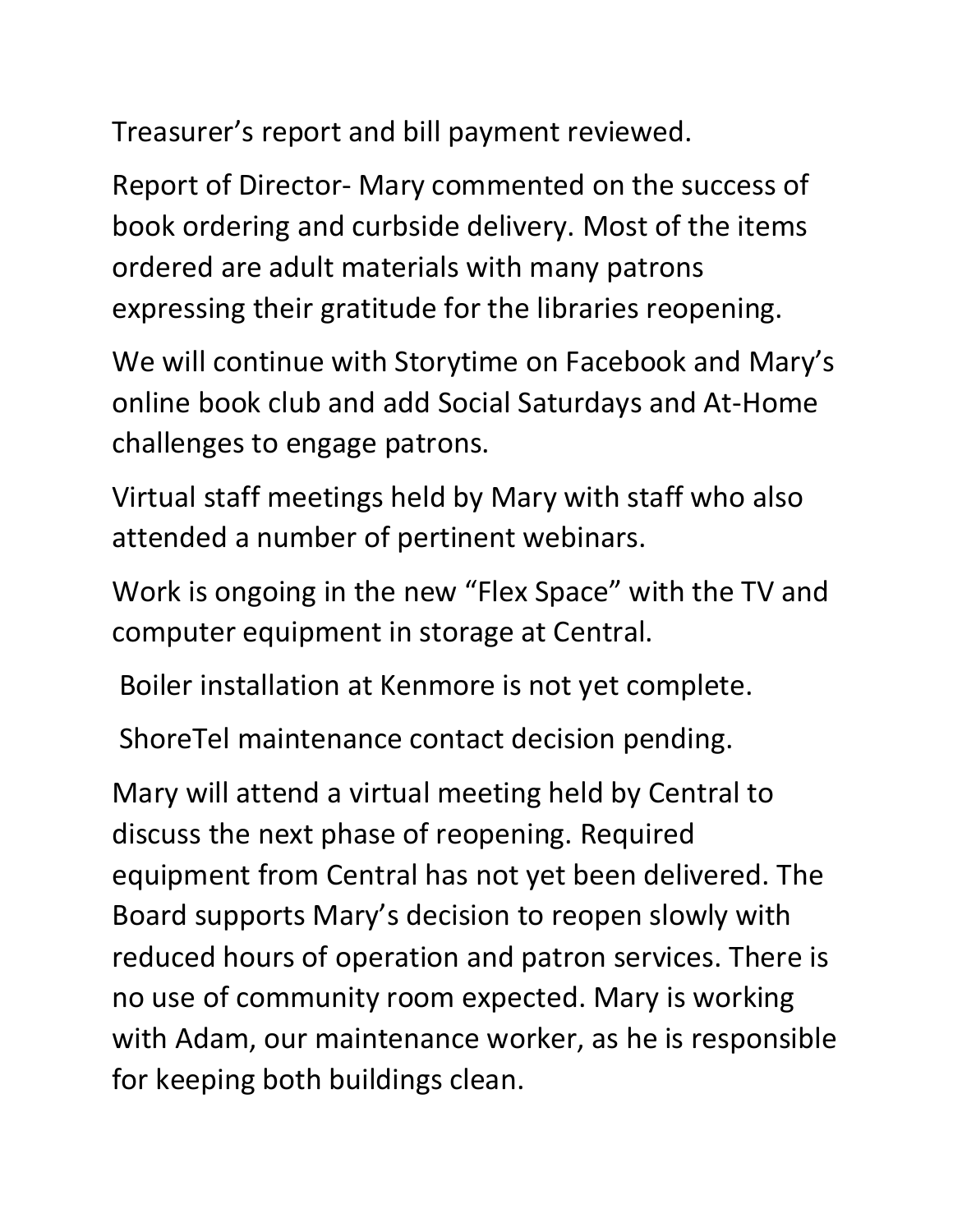Treasurer's report and bill payment reviewed.

Report of Director- Mary commented on the success of book ordering and curbside delivery. Most of the items ordered are adult materials with many patrons expressing their gratitude for the libraries reopening.

We will continue with Storytime on Facebook and Mary's online book club and add Social Saturdays and At-Home challenges to engage patrons.

Virtual staff meetings held by Mary with staff who also attended a number of pertinent webinars.

Work is ongoing in the new "Flex Space" with the TV and computer equipment in storage at Central.

Boiler installation at Kenmore is not yet complete.

ShoreTel maintenance contact decision pending.

Mary will attend a virtual meeting held by Central to discuss the next phase of reopening. Required equipment from Central has not yet been delivered. The Board supports Mary's decision to reopen slowly with reduced hours of operation and patron services. There is no use of community room expected. Mary is working with Adam, our maintenance worker, as he is responsible for keeping both buildings clean.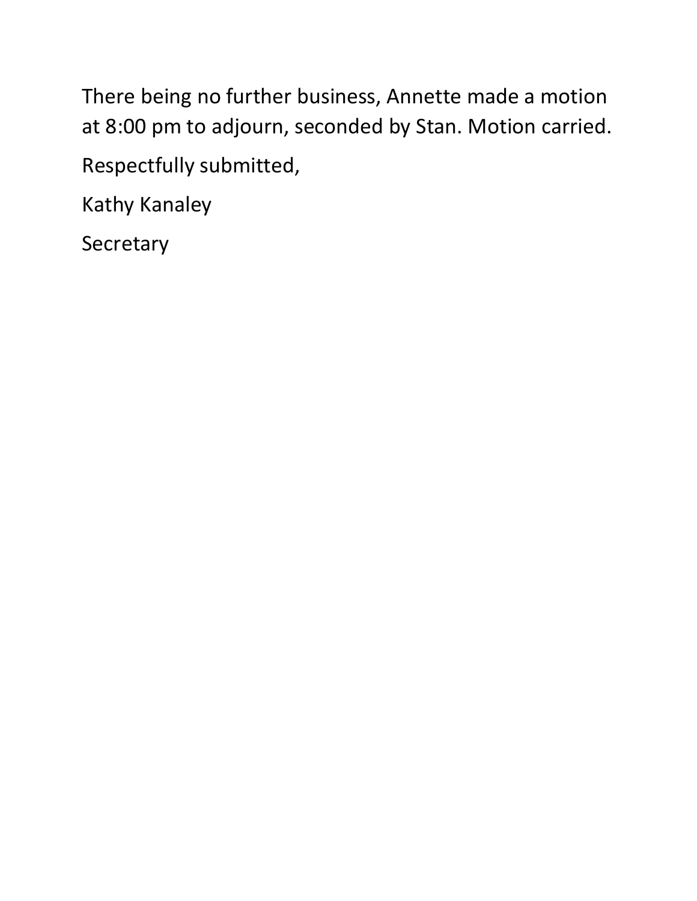There being no further business, Annette made a motion at 8:00 pm to adjourn, seconded by Stan. Motion carried.

Respectfully submitted,

Kathy Kanaley

Secretary